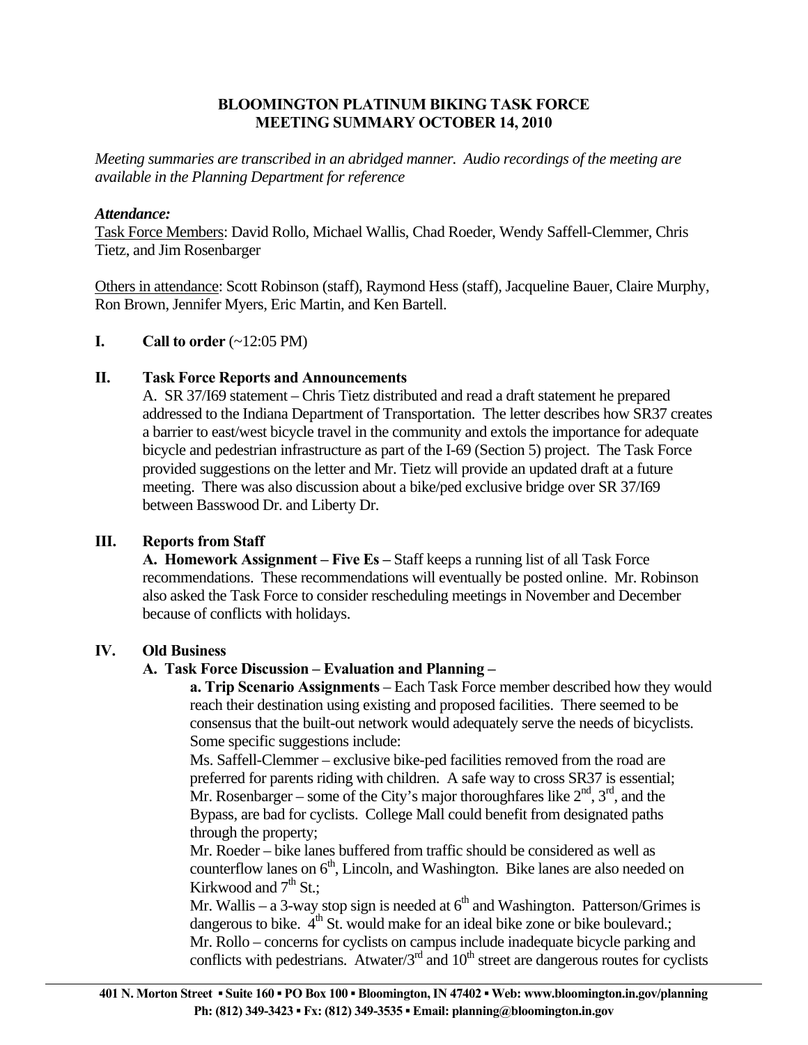# BLOOMINGTON PLATINUM BIKING TASK FORCE
## MEETING SUMMARY OCTOBER 14, 2010

*Meeting summaries are transcribed in an abridged manner. Audio recordings of the meeting are available in the Planning Department for reference*

***Attendance:***

Task Force Members: David Rollo, Michael Wallis, Chad Roeder, Wendy Saffell-Clemmer, Chris Tietz, and Jim Rosenbarger

Others in attendance: Scott Robinson (staff), Raymond Hess (staff), Jacqueline Bauer, Claire Murphy, Ron Brown, Jennifer Myers, Eric Martin, and Ken Bartell.

**I. Call to order** (~12:05 PM)

**II. Task Force Reports and Announcements**

A. SR 37/I69 statement – Chris Tietz distributed and read a draft statement he prepared addressed to the Indiana Department of Transportation. The letter describes how SR37 creates a barrier to east/west bicycle travel in the community and extols the importance for adequate bicycle and pedestrian infrastructure as part of the I-69 (Section 5) project. The Task Force provided suggestions on the letter and Mr. Tietz will provide an updated draft at a future meeting. There was also discussion about a bike/ped exclusive bridge over SR 37/I69 between Basswood Dr. and Liberty Dr.

**III. Reports from Staff**

**A. Homework Assignment – Five Es –** Staff keeps a running list of all Task Force recommendations. These recommendations will eventually be posted online. Mr. Robinson also asked the Task Force to consider rescheduling meetings in November and December because of conflicts with holidays.

**IV. Old Business**

**A. Task Force Discussion – Evaluation and Planning –**

**a. Trip Scenario Assignments** – Each Task Force member described how they would reach their destination using existing and proposed facilities. There seemed to be consensus that the built-out network would adequately serve the needs of bicyclists. Some specific suggestions include:

Ms. Saffell-Clemmer – exclusive bike-ped facilities removed from the road are preferred for parents riding with children. A safe way to cross SR37 is essential;

Mr. Rosenbarger – some of the City's major thoroughfares like 2nd, 3rd, and the Bypass, are bad for cyclists. College Mall could benefit from designated paths through the property;

Mr. Roeder – bike lanes buffered from traffic should be considered as well as counterflow lanes on 6th, Lincoln, and Washington. Bike lanes are also needed on Kirkwood and 7th St.;

Mr. Wallis – a 3-way stop sign is needed at 6th and Washington. Patterson/Grimes is dangerous to bike. 4th St. would make for an ideal bike zone or bike boulevard.;

Mr. Rollo – concerns for cyclists on campus include inadequate bicycle parking and conflicts with pedestrians. Atwater/3rd and 10th street are dangerous routes for cyclists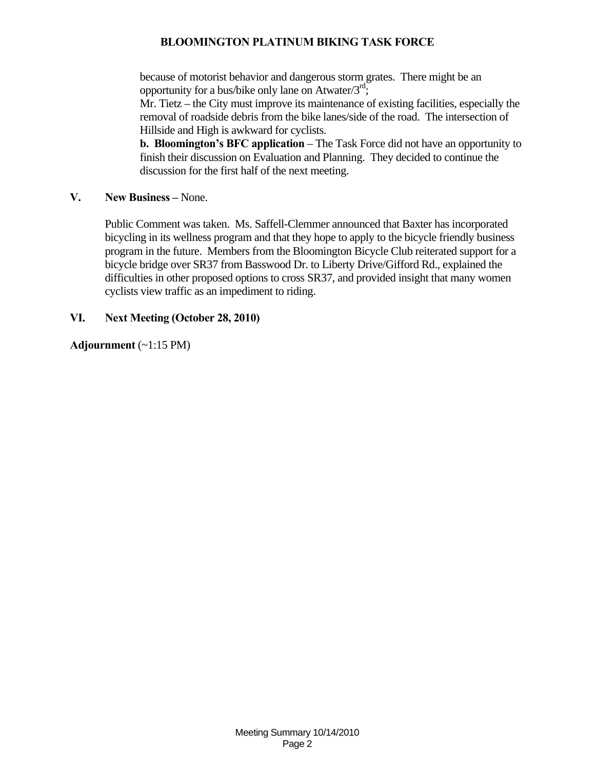because of motorist behavior and dangerous storm grates. There might be an opportunity for a bus/bike only lane on Atwater/3rd;

Mr. Tietz – the City must improve its maintenance of existing facilities, especially the removal of roadside debris from the bike lanes/side of the road. The intersection of Hillside and High is awkward for cyclists.

**b. Bloomington's BFC application** – The Task Force did not have an opportunity to finish their discussion on Evaluation and Planning. They decided to continue the discussion for the first half of the next meeting.

**V. New Business –** None.

Public Comment was taken. Ms. Saffell-Clemmer announced that Baxter has incorporated bicycling in its wellness program and that they hope to apply to the bicycle friendly business program in the future. Members from the Bloomington Bicycle Club reiterated support for a bicycle bridge over SR37 from Basswood Dr. to Liberty Drive/Gifford Rd., explained the difficulties in other proposed options to cross SR37, and provided insight that many women cyclists view traffic as an impediment to riding.

**VI. Next Meeting (October 28, 2010)**

**Adjournment** (~1:15 PM)